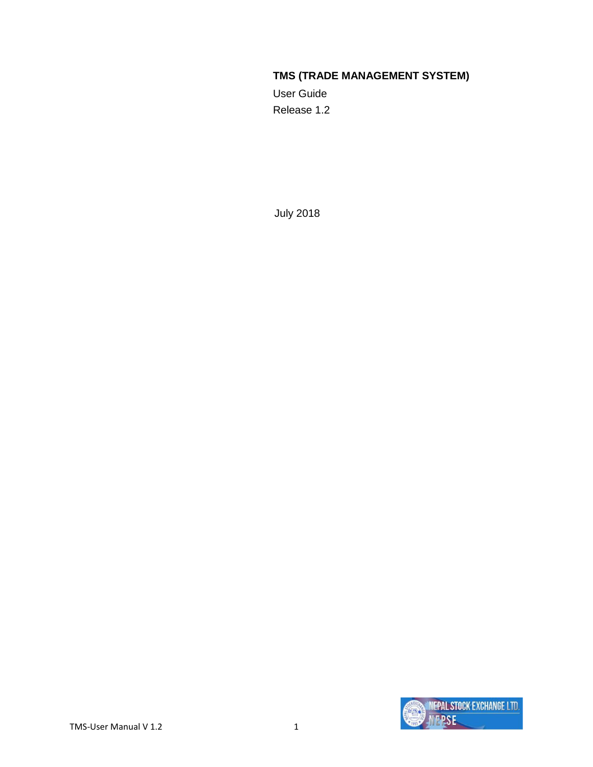# TMS (TRADE MANAGEMENT SYSTEM)

User Guide

Release 1.2

July 2018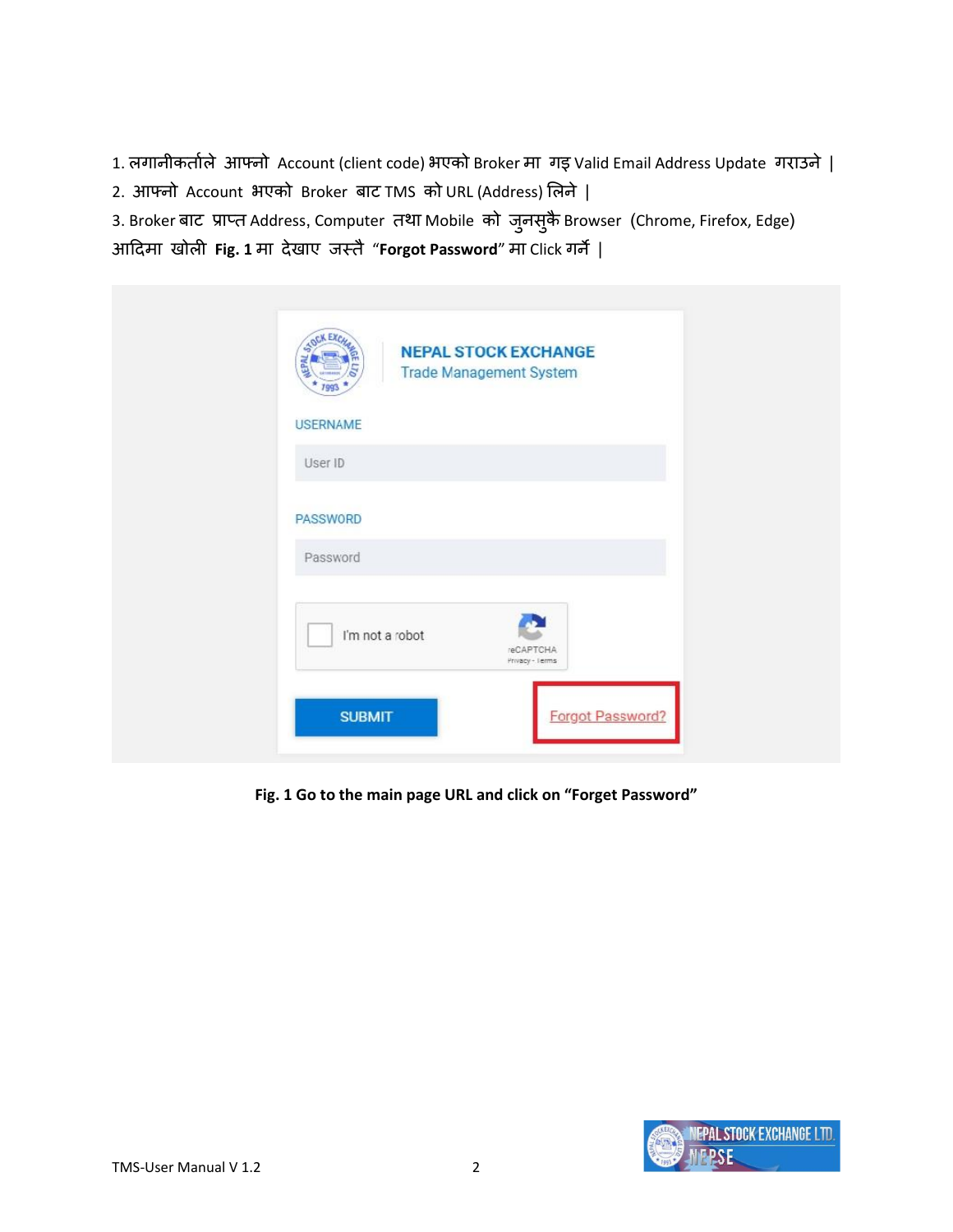1. लगानीकर्ताले आफ्नो Account (client code) भएको Broker मा गइ Valid Email Address Update गराउने |
2. आफ्नो Account भएको Broker बाट TMS को URL (Address) लिने |
3. Broker बाट प्राप्त Address, Computer तथा Mobile को जुनसुकै Browser (Chrome, Firefox, Edge) आदिमा खोली **Fig. 1** मा देखाए जस्तै "**Forgot Password**" मा Click गर्ने |

**Fig. 1 Go to the main page URL and click on "Forget Password"**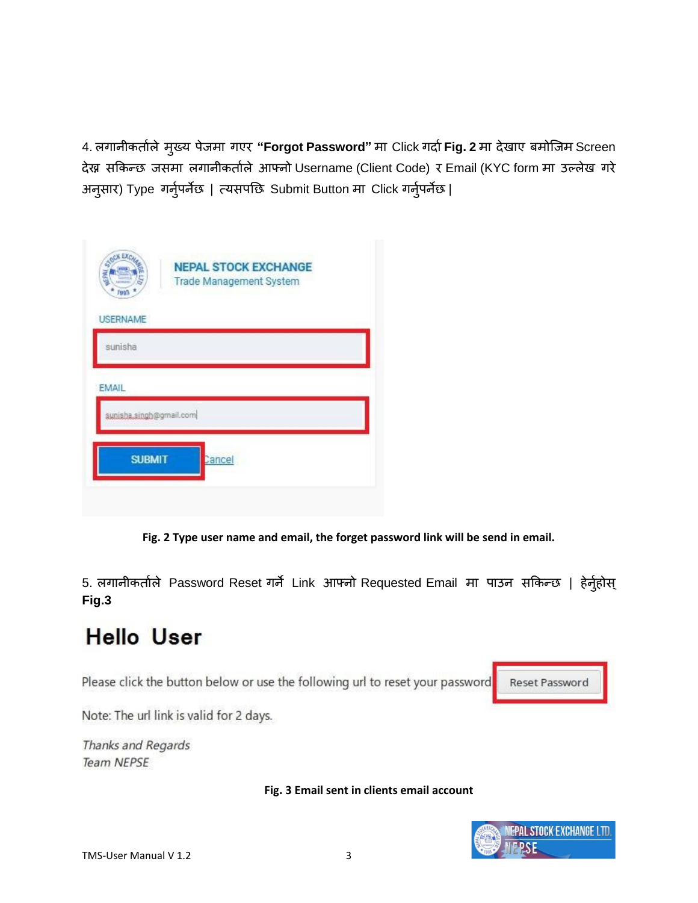4. लगानीकर्ताले मुख्य पेजमा गएर **"Forgot Password"** मा Click गर्दा **Fig. 2** मा देखाए बमोजिम Screen देख्न सकिन्छ जसमा लगानीकर्ताले आफ्नो Username (Client Code) र Email (KYC form मा उल्लेख गरे अनुसार) Type गर्नुपर्नेछ | त्यसपछि Submit Button मा Click गर्नुपर्नेछ |

**Fig. 2 Type user name and email, the forget password link will be send in email.**

5. लगानीकर्ताले Password Reset गर्ने Link आफ्नो Requested Email मा पाउन सकिन्छ | हेर्नुहोस् **Fig.3**

**Fig. 3 Email sent in clients email account**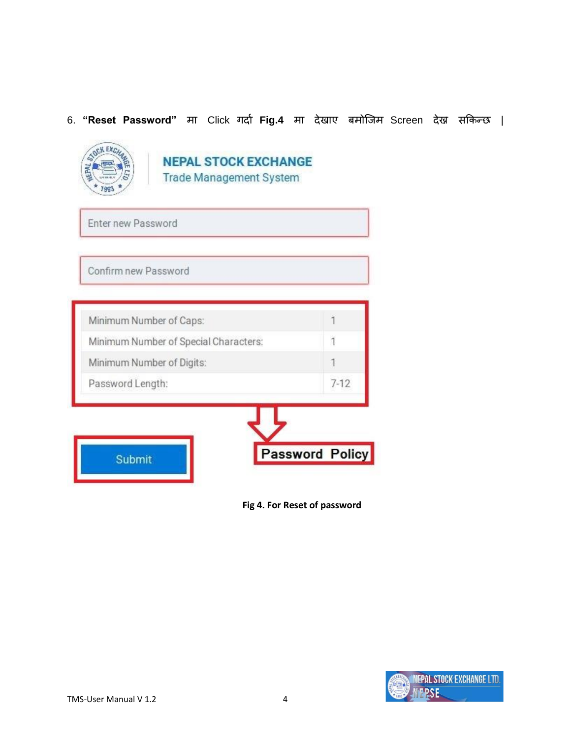6. **"Reset Password"** मा Click गर्दा **Fig.4** मा देखाए बमोजिम Screen देख्न सकिन्छ ।

NEPAL STOCK EXCHANGE
Trade Management System

Enter new Password

Confirm new Password

| | |
|---|---|
| Minimum Number of Caps: | 1 |
| Minimum Number of Special Characters: | 1 |
| Minimum Number of Digits: | 1 |
| Password Length: | 7-12 |

Password Policy

Submit

**Fig 4. For Reset of password**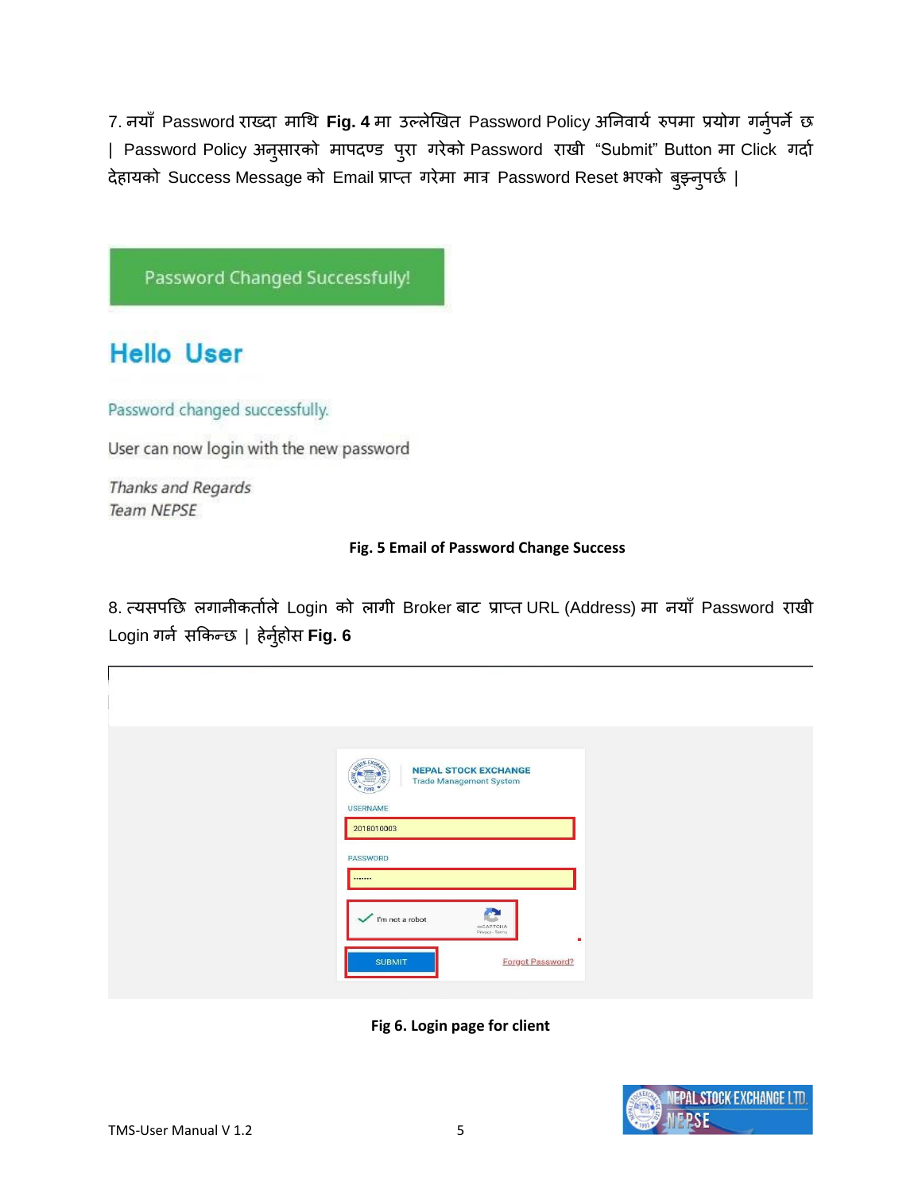7. नयाँ Password राख्दा माथि **Fig. 4** मा उल्लेखित Password Policy अनिवार्य रुपमा प्रयोग गर्नुपर्ने छ | Password Policy अनुसारको मापदण्ड पुरा गरेको Password राखी "Submit" Button मा Click गर्दा देहायको Success Message को Email प्राप्त गरेमा मात्र Password Reset भएको बुझ्नुपर्छ |

Password Changed Successfully!

**Hello User**

Password changed successfully.

User can now login with the new password

*Thanks and Regards*
*Team NEPSE*

**Fig. 5 Email of Password Change Success**

8. त्यसपछि लगानीकर्ताले Login को लागी Broker बाट प्राप्त URL (Address) मा नयाँ Password राखी Login गर्न सकिन्छ | हेर्नुहोस **Fig. 6**

NEPAL STOCK EXCHANGE
Trade Management System

USERNAME
2018010003

PASSWORD
.......

I'm not a robot

SUBMIT

Forgot Password?

**Fig 6. Login page for client**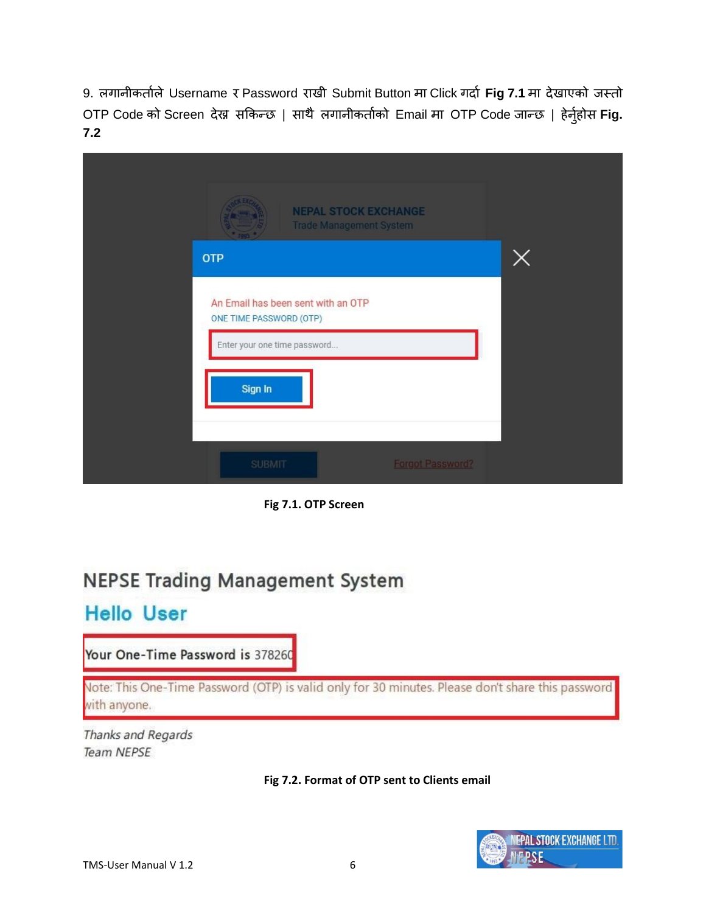9. लगानीकर्ताले Username र Password राखी Submit Button मा Click गर्दा **Fig 7.1** मा देखाएको जस्तो OTP Code को Screen देख्न सकिन्छ | साथै लगानीकर्ताको Email मा OTP Code जान्छ | हेर्नुहोस **Fig. 7.2**

**Fig 7.1. OTP Screen**

**Fig 7.2. Format of OTP sent to Clients email**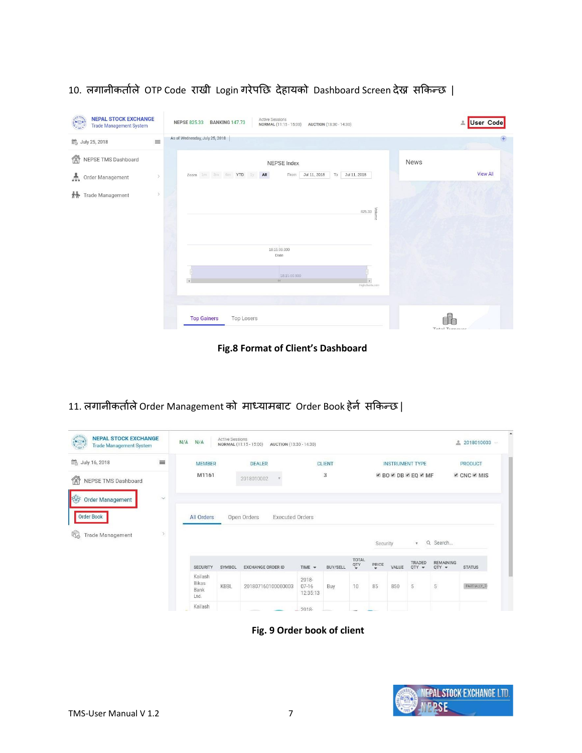10. लगानीकर्ताले OTP Code राखी Login गरेपछि देहायको Dashboard Screen देख्न सकिन्छ |

**Fig.8 Format of Client's Dashboard**

11. लगानीकर्ताले Order Management को माध्यामबाट Order Book हेर्न सकिन्छ |

**Fig. 9 Order book of client**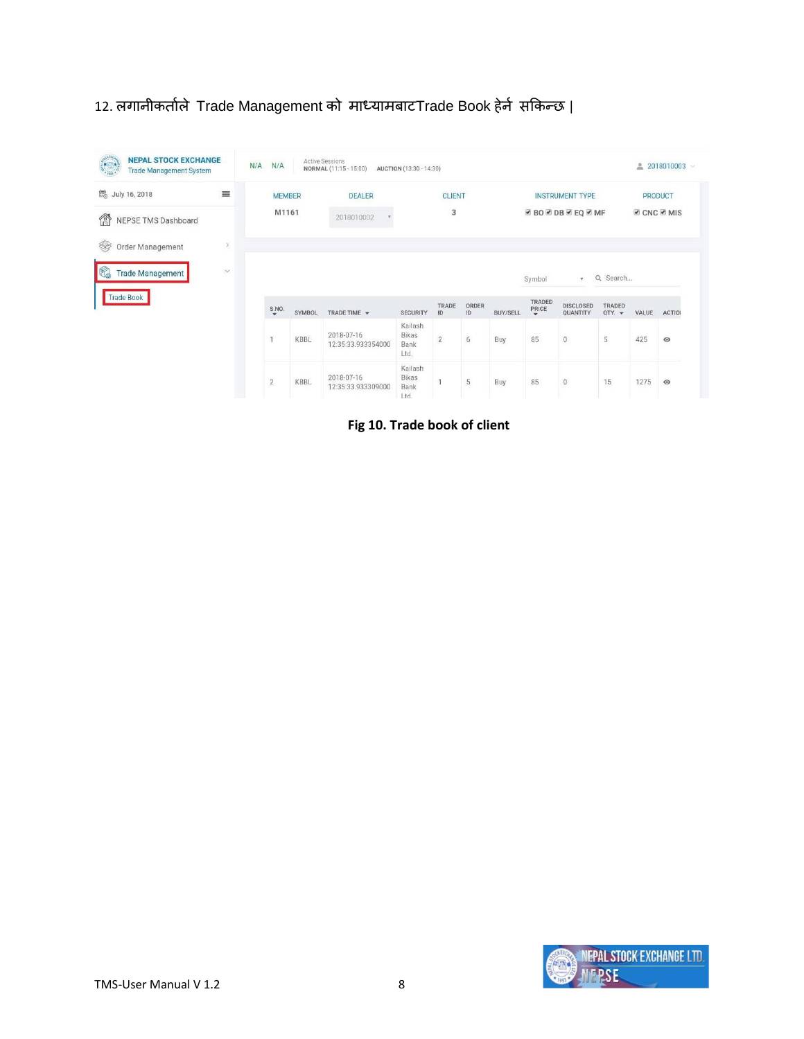12. लगानीकर्ताले Trade Management को माध्यामबाटTrade Book हेर्न सकिन्छ ।

NEPAL STOCK EXCHANGE
Trade Management System

N/A N/A Active Sessions NORMAL (11:15 - 15:00) AUCTION (13:30 - 14:30) 2018010003

July 16, 2018

NEPSE TMS Dashboard

Order Management

Trade Management

Trade Book

| MEMBER | DEALER | CLIENT | INSTRUMENT TYPE | PRODUCT |
|---|---|---|---|---|
| M1161 | 2018010002 | 3 | BO DB EQ MF | CNC MIS |

Symbol Search...

| S.NO. | SYMBOL | TRADE TIME | SECURITY | TRADE ID | ORDER ID | BUY/SELL | TRADED PRICE | DISCLOSED QUANTITY | TRADED QTY. | VALUE | ACTIO |
|---|---|---|---|---|---|---|---|---|---|---|---|
| 1 | KBBL | 2018-07-16 12:35:33.933354000 | Kailash Bikas Bank Ltd. | 2 | 6 | Buy | 85 | 0 | 5 | 425 | |
| 2 | KBBL | 2018-07-16 12:35:33.933309000 | Kailash Bikas Bank Ltd. | 1 | 5 | Buy | 85 | 0 | 15 | 1275 | |

**Fig 10. Trade book of client**